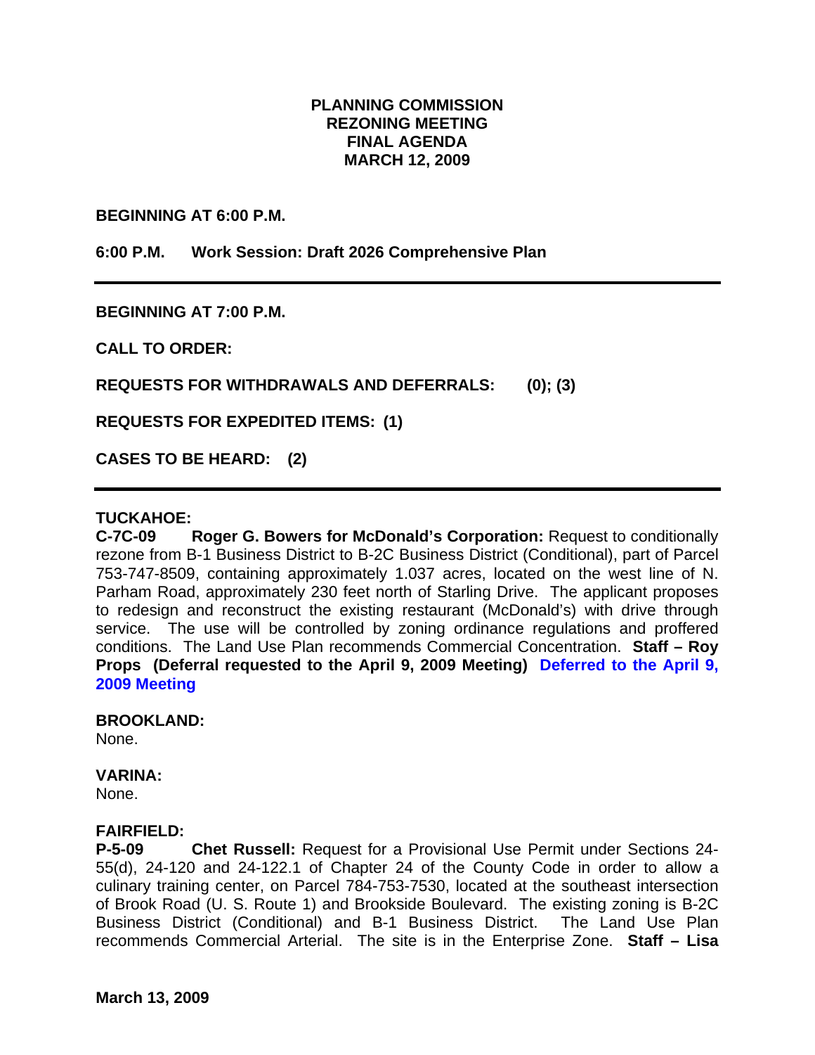# PLANNING COMMISSION
# REZONING MEETING
# FINAL AGENDA
# MARCH 12, 2009

**BEGINNING AT 6:00 P.M.**

**6:00 P.M. Work Session: Draft 2026 Comprehensive Plan**

---

**BEGINNING AT 7:00 P.M.**

**CALL TO ORDER:**

**REQUESTS FOR WITHDRAWALS AND DEFERRALS: (0); (3)**

**REQUESTS FOR EXPEDITED ITEMS: (1)**

**CASES TO BE HEARD: (2)**

---

**TUCKAHOE:**

**C-7C-09 Roger G. Bowers for McDonald's Corporation:** Request to conditionally rezone from B-1 Business District to B-2C Business District (Conditional), part of Parcel 753-747-8509, containing approximately 1.037 acres, located on the west line of N. Parham Road, approximately 230 feet north of Starling Drive. The applicant proposes to redesign and reconstruct the existing restaurant (McDonald's) with drive through service. The use will be controlled by zoning ordinance regulations and proffered conditions. The Land Use Plan recommends Commercial Concentration. **Staff – Roy Props (Deferral requested to the April 9, 2009 Meeting)** **Deferred to the April 9, 2009 Meeting**

**BROOKLAND:**
None.

**VARINA:**
None.

**FAIRFIELD:**

**P-5-09 Chet Russell:** Request for a Provisional Use Permit under Sections 24-55(d), 24-120 and 24-122.1 of Chapter 24 of the County Code in order to allow a culinary training center, on Parcel 784-753-7530, located at the southeast intersection of Brook Road (U. S. Route 1) and Brookside Boulevard. The existing zoning is B-2C Business District (Conditional) and B-1 Business District. The Land Use Plan recommends Commercial Arterial. The site is in the Enterprise Zone. **Staff – Lisa**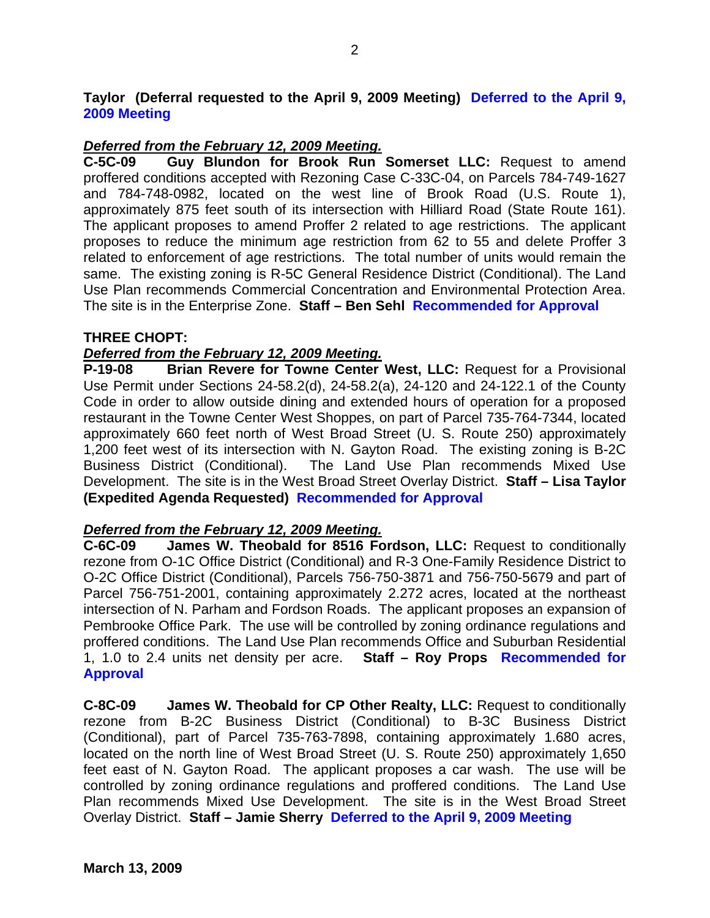**Taylor (Deferral requested to the April 9, 2009 Meeting) Deferred to the April 9, 2009 Meeting**

***Deferred from the February 12, 2009 Meeting.***

**C-5C-09 Guy Blundon for Brook Run Somerset LLC:** Request to amend proffered conditions accepted with Rezoning Case C-33C-04, on Parcels 784-749-1627 and 784-748-0982, located on the west line of Brook Road (U.S. Route 1), approximately 875 feet south of its intersection with Hilliard Road (State Route 161). The applicant proposes to amend Proffer 2 related to age restrictions. The applicant proposes to reduce the minimum age restriction from 62 to 55 and delete Proffer 3 related to enforcement of age restrictions. The total number of units would remain the same. The existing zoning is R-5C General Residence District (Conditional). The Land Use Plan recommends Commercial Concentration and Environmental Protection Area. The site is in the Enterprise Zone. **Staff – Ben Sehl Recommended for Approval**

**THREE CHOPT:**

***Deferred from the February 12, 2009 Meeting.***

**P-19-08 Brian Revere for Towne Center West, LLC:** Request for a Provisional Use Permit under Sections 24-58.2(d), 24-58.2(a), 24-120 and 24-122.1 of the County Code in order to allow outside dining and extended hours of operation for a proposed restaurant in the Towne Center West Shoppes, on part of Parcel 735-764-7344, located approximately 660 feet north of West Broad Street (U. S. Route 250) approximately 1,200 feet west of its intersection with N. Gayton Road. The existing zoning is B-2C Business District (Conditional). The Land Use Plan recommends Mixed Use Development. The site is in the West Broad Street Overlay District. **Staff – Lisa Taylor (Expedited Agenda Requested) Recommended for Approval**

***Deferred from the February 12, 2009 Meeting.***

**C-6C-09 James W. Theobald for 8516 Fordson, LLC:** Request to conditionally rezone from O-1C Office District (Conditional) and R-3 One-Family Residence District to O-2C Office District (Conditional), Parcels 756-750-3871 and 756-750-5679 and part of Parcel 756-751-2001, containing approximately 2.272 acres, located at the northeast intersection of N. Parham and Fordson Roads. The applicant proposes an expansion of Pembrooke Office Park. The use will be controlled by zoning ordinance regulations and proffered conditions. The Land Use Plan recommends Office and Suburban Residential 1, 1.0 to 2.4 units net density per acre. **Staff – Roy Props Recommended for Approval**

**C-8C-09 James W. Theobald for CP Other Realty, LLC:** Request to conditionally rezone from B-2C Business District (Conditional) to B-3C Business District (Conditional), part of Parcel 735-763-7898, containing approximately 1.680 acres, located on the north line of West Broad Street (U. S. Route 250) approximately 1,650 feet east of N. Gayton Road. The applicant proposes a car wash. The use will be controlled by zoning ordinance regulations and proffered conditions. The Land Use Plan recommends Mixed Use Development. The site is in the West Broad Street Overlay District. **Staff – Jamie Sherry Deferred to the April 9, 2009 Meeting**

**March 13, 2009**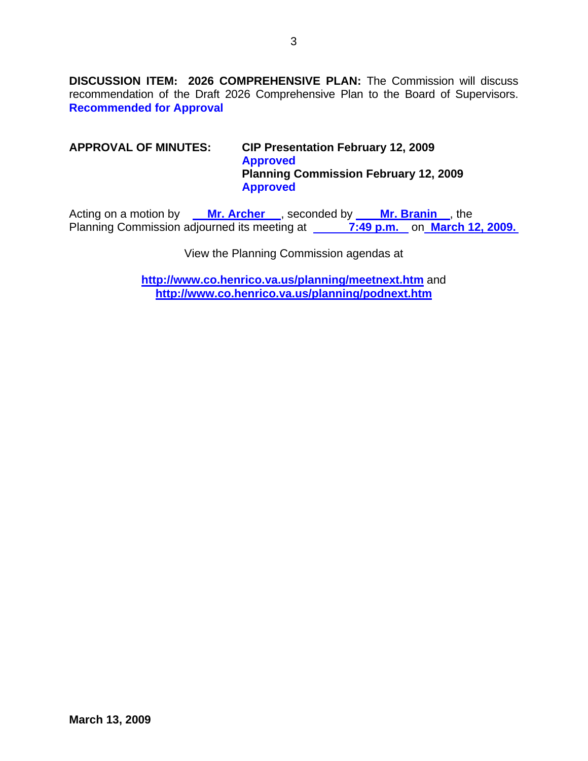**DISCUSSION ITEM: 2026 COMPREHENSIVE PLAN:** The Commission will discuss recommendation of the Draft 2026 Comprehensive Plan to the Board of Supervisors. **Recommended for Approval**

**APPROVAL OF MINUTES:** **CIP Presentation February 12, 2009**
**Approved**
**Planning Commission February 12, 2009**
**Approved**

Acting on a motion by **Mr. Archer**, seconded by **Mr. Branin**, the Planning Commission adjourned its meeting at **7:49 p.m.** on **March 12, 2009.**

View the Planning Commission agendas at

**http://www.co.henrico.va.us/planning/meetnext.htm** and
**http://www.co.henrico.va.us/planning/podnext.htm**

**March 13, 2009**